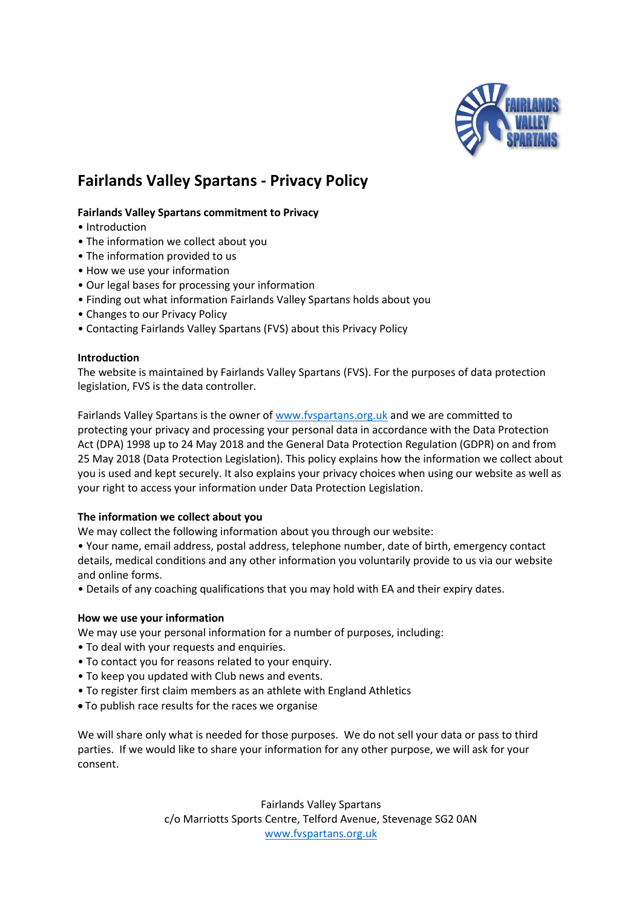# Fairlands Valley Spartans - Privacy Policy

**Fairlands Valley Spartans commitment to Privacy**

- Introduction
- The information we collect about you
- The information provided to us
- How we use your information
- Our legal bases for processing your information
- Finding out what information Fairlands Valley Spartans holds about you
- Changes to our Privacy Policy
- Contacting Fairlands Valley Spartans (FVS) about this Privacy Policy

**Introduction**

The website is maintained by Fairlands Valley Spartans (FVS). For the purposes of data protection legislation, FVS is the data controller.

Fairlands Valley Spartans is the owner of www.fvspartans.org.uk and we are committed to protecting your privacy and processing your personal data in accordance with the Data Protection Act (DPA) 1998 up to 24 May 2018 and the General Data Protection Regulation (GDPR) on and from 25 May 2018 (Data Protection Legislation). This policy explains how the information we collect about you is used and kept securely. It also explains your privacy choices when using our website as well as your right to access your information under Data Protection Legislation.

**The information we collect about you**

We may collect the following information about you through our website:

- Your name, email address, postal address, telephone number, date of birth, emergency contact details, medical conditions and any other information you voluntarily provide to us via our website and online forms.
- Details of any coaching qualifications that you may hold with EA and their expiry dates.

**How we use your information**

We may use your personal information for a number of purposes, including:

- To deal with your requests and enquiries.
- To contact you for reasons related to your enquiry.
- To keep you updated with Club news and events.
- To register first claim members as an athlete with England Athletics
- To publish race results for the races we organise

We will share only what is needed for those purposes. We do not sell your data or pass to third parties. If we would like to share your information for any other purpose, we will ask for your consent.

Fairlands Valley Spartans
c/o Marriotts Sports Centre, Telford Avenue, Stevenage SG2 0AN
www.fvspartans.org.uk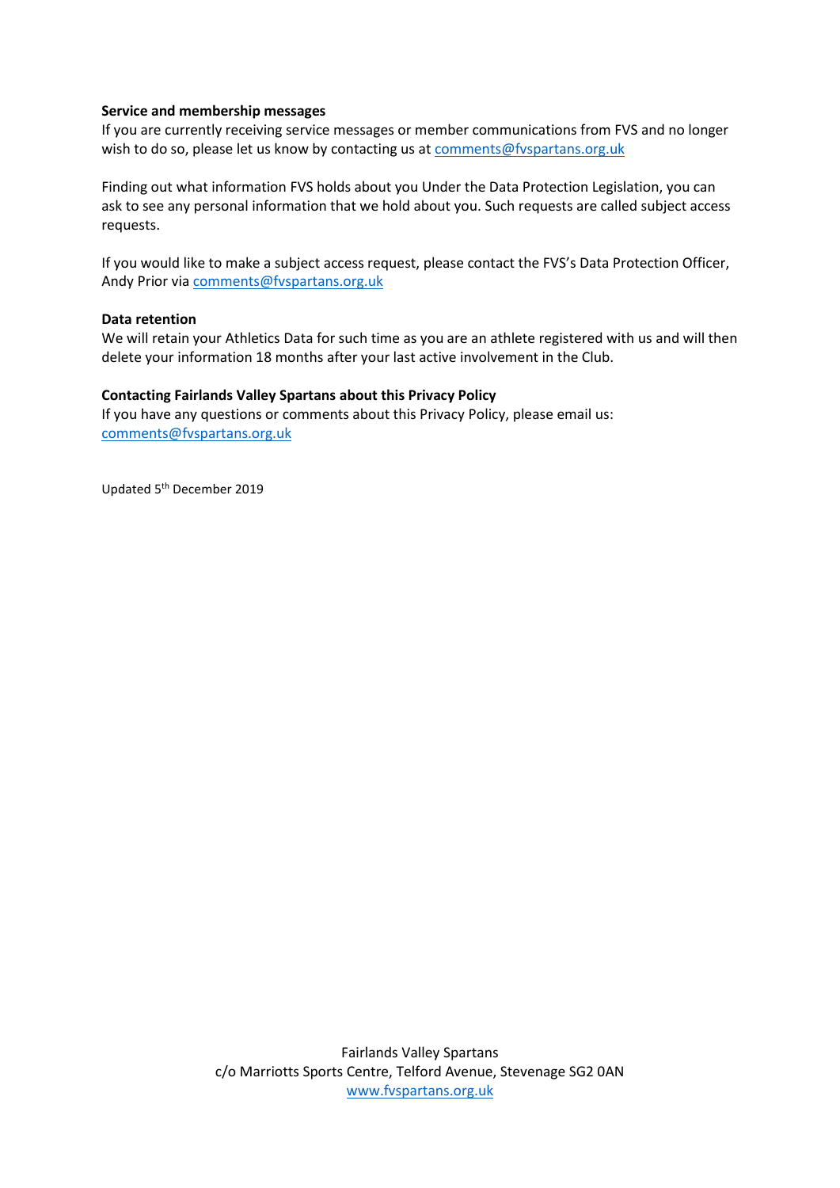**Service and membership messages**
If you are currently receiving service messages or member communications from FVS and no longer wish to do so, please let us know by contacting us at comments@fvspartans.org.uk

Finding out what information FVS holds about you Under the Data Protection Legislation, you can ask to see any personal information that we hold about you. Such requests are called subject access requests.

If you would like to make a subject access request, please contact the FVS's Data Protection Officer, Andy Prior via comments@fvspartans.org.uk

**Data retention**
We will retain your Athletics Data for such time as you are an athlete registered with us and will then delete your information 18 months after your last active involvement in the Club.

**Contacting Fairlands Valley Spartans about this Privacy Policy**
If you have any questions or comments about this Privacy Policy, please email us: comments@fvspartans.org.uk

Updated 5th December 2019

Fairlands Valley Spartans
c/o Marriotts Sports Centre, Telford Avenue, Stevenage SG2 0AN
www.fvspartans.org.uk